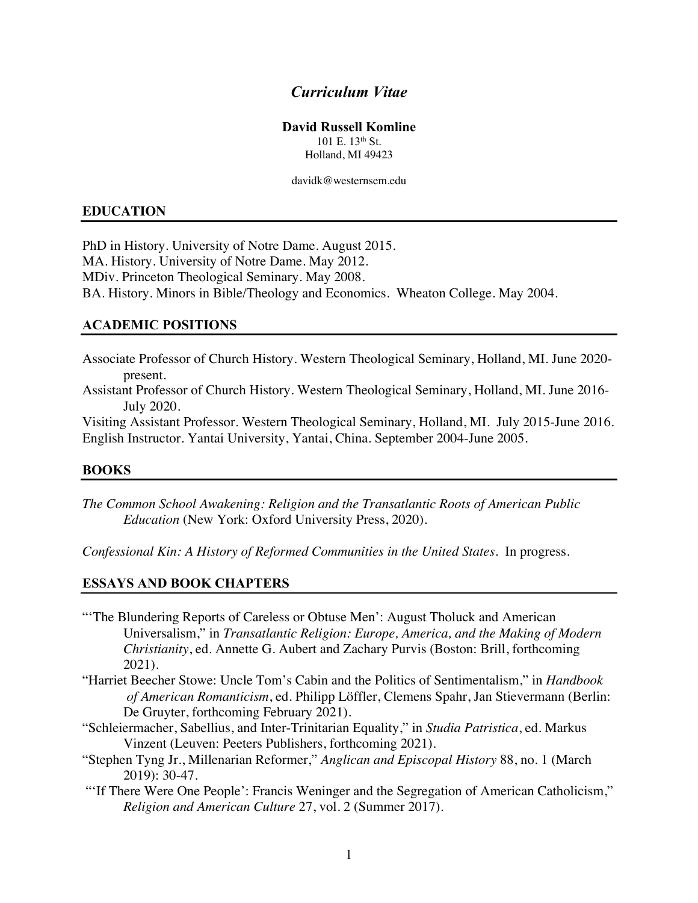# *Curriculum Vitae*

**David Russell Komline**
101 E. 13th St.
Holland, MI 49423

davidk@westernsem.edu

## EDUCATION

PhD in History. University of Notre Dame. August 2015.
MA. History. University of Notre Dame. May 2012.
MDiv. Princeton Theological Seminary. May 2008.
BA. History. Minors in Bible/Theology and Economics. Wheaton College. May 2004.

## ACADEMIC POSITIONS

Associate Professor of Church History. Western Theological Seminary, Holland, MI. June 2020-present.
Assistant Professor of Church History. Western Theological Seminary, Holland, MI. June 2016-July 2020.
Visiting Assistant Professor. Western Theological Seminary, Holland, MI. July 2015-June 2016.
English Instructor. Yantai University, Yantai, China. September 2004-June 2005.

## BOOKS

*The Common School Awakening: Religion and the Transatlantic Roots of American Public Education* (New York: Oxford University Press, 2020).

*Confessional Kin: A History of Reformed Communities in the United States*. In progress.

## ESSAYS AND BOOK CHAPTERS

"'The Blundering Reports of Careless or Obtuse Men': August Tholuck and American Universalism," in *Transatlantic Religion: Europe, America, and the Making of Modern Christianity*, ed. Annette G. Aubert and Zachary Purvis (Boston: Brill, forthcoming 2021).

"Harriet Beecher Stowe: Uncle Tom's Cabin and the Politics of Sentimentalism," in *Handbook of American Romanticism*, ed. Philipp Löffler, Clemens Spahr, Jan Stievermann (Berlin: De Gruyter, forthcoming February 2021).

"Schleiermacher, Sabellius, and Inter-Trinitarian Equality," in *Studia Patristica*, ed. Markus Vinzent (Leuven: Peeters Publishers, forthcoming 2021).

"Stephen Tyng Jr., Millenarian Reformer," *Anglican and Episcopal History* 88, no. 1 (March 2019): 30-47.

"'If There Were One People': Francis Weninger and the Segregation of American Catholicism," *Religion and American Culture* 27, vol. 2 (Summer 2017).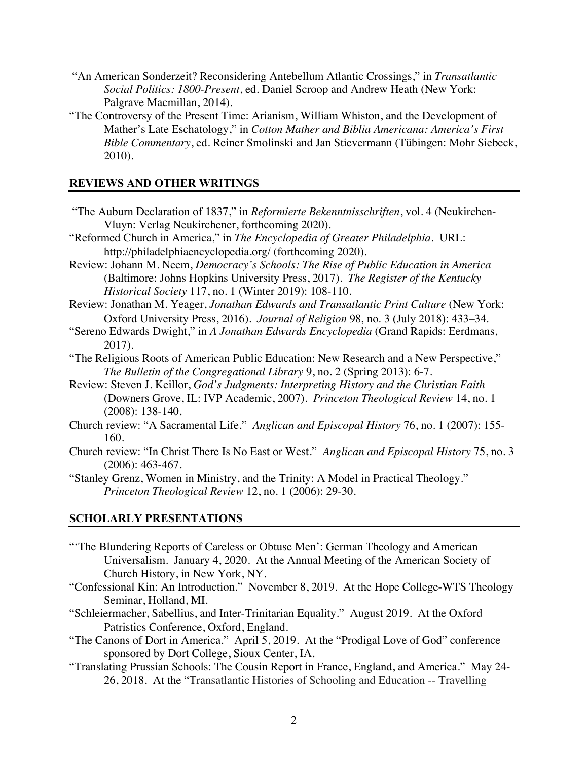"An American Sonderzeit? Reconsidering Antebellum Atlantic Crossings," in *Transatlantic Social Politics: 1800-Present*, ed. Daniel Scroop and Andrew Heath (New York: Palgrave Macmillan, 2014).

"The Controversy of the Present Time: Arianism, William Whiston, and the Development of Mather's Late Eschatology," in *Cotton Mather and Biblia Americana: America's First Bible Commentary*, ed. Reiner Smolinski and Jan Stievermann (Tübingen: Mohr Siebeck, 2010).

## REVIEWS AND OTHER WRITINGS

"The Auburn Declaration of 1837," in *Reformierte Bekenntnisschriften*, vol. 4 (Neukirchen-Vluyn: Verlag Neukirchener, forthcoming 2020).

"Reformed Church in America," in *The Encyclopedia of Greater Philadelphia*. URL: http://philadelphiaencyclopedia.org/ (forthcoming 2020).

Review: Johann M. Neem, *Democracy's Schools: The Rise of Public Education in America* (Baltimore: Johns Hopkins University Press, 2017). *The Register of the Kentucky Historical Society* 117, no. 1 (Winter 2019): 108-110.

Review: Jonathan M. Yeager, *Jonathan Edwards and Transatlantic Print Culture* (New York: Oxford University Press, 2016). *Journal of Religion* 98, no. 3 (July 2018): 433–34.

"Sereno Edwards Dwight," in *A Jonathan Edwards Encyclopedia* (Grand Rapids: Eerdmans, 2017).

"The Religious Roots of American Public Education: New Research and a New Perspective," *The Bulletin of the Congregational Library* 9, no. 2 (Spring 2013): 6-7.

Review: Steven J. Keillor, *God's Judgments: Interpreting History and the Christian Faith* (Downers Grove, IL: IVP Academic, 2007). *Princeton Theological Review* 14, no. 1 (2008): 138-140.

Church review: "A Sacramental Life." *Anglican and Episcopal History* 76, no. 1 (2007): 155-160.

Church review: "In Christ There Is No East or West." *Anglican and Episcopal History* 75, no. 3 (2006): 463-467.

"Stanley Grenz, Women in Ministry, and the Trinity: A Model in Practical Theology." *Princeton Theological Review* 12, no. 1 (2006): 29-30.

## SCHOLARLY PRESENTATIONS

"'The Blundering Reports of Careless or Obtuse Men': German Theology and American Universalism. January 4, 2020. At the Annual Meeting of the American Society of Church History, in New York, NY.

"Confessional Kin: An Introduction." November 8, 2019. At the Hope College-WTS Theology Seminar, Holland, MI.

"Schleiermacher, Sabellius, and Inter-Trinitarian Equality." August 2019. At the Oxford Patristics Conference, Oxford, England.

"The Canons of Dort in America." April 5, 2019. At the "Prodigal Love of God" conference sponsored by Dort College, Sioux Center, IA.

"Translating Prussian Schools: The Cousin Report in France, England, and America." May 24-26, 2018. At the "Transatlantic Histories of Schooling and Education -- Travelling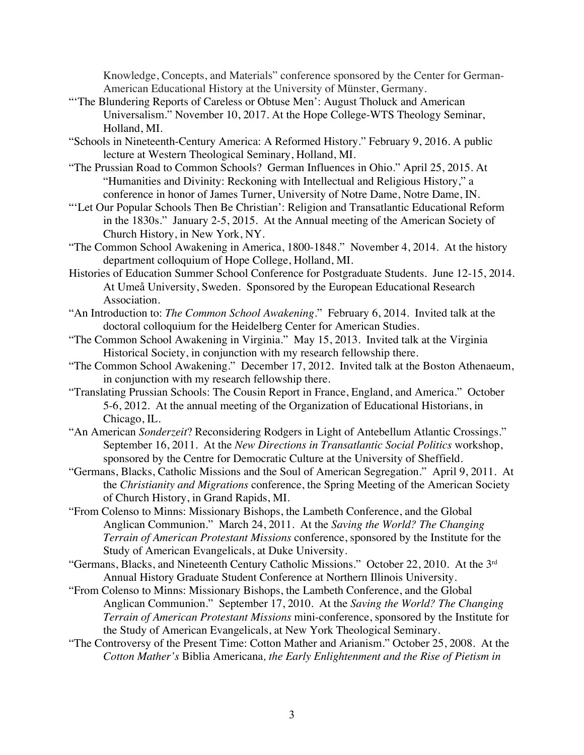Knowledge, Concepts, and Materials" conference sponsored by the Center for German-American Educational History at the University of Münster, Germany.

"'The Blundering Reports of Careless or Obtuse Men': August Tholuck and American Universalism." November 10, 2017. At the Hope College-WTS Theology Seminar, Holland, MI.

"Schools in Nineteenth-Century America: A Reformed History." February 9, 2016. A public lecture at Western Theological Seminary, Holland, MI.

"The Prussian Road to Common Schools? German Influences in Ohio." April 25, 2015. At "Humanities and Divinity: Reckoning with Intellectual and Religious History," a conference in honor of James Turner, University of Notre Dame, Notre Dame, IN.

"'Let Our Popular Schools Then Be Christian': Religion and Transatlantic Educational Reform in the 1830s." January 2-5, 2015. At the Annual meeting of the American Society of Church History, in New York, NY.

"The Common School Awakening in America, 1800-1848." November 4, 2014. At the history department colloquium of Hope College, Holland, MI.

Histories of Education Summer School Conference for Postgraduate Students. June 12-15, 2014. At Umeå University, Sweden. Sponsored by the European Educational Research Association.

"An Introduction to: *The Common School Awakening*." February 6, 2014. Invited talk at the doctoral colloquium for the Heidelberg Center for American Studies.

"The Common School Awakening in Virginia." May 15, 2013. Invited talk at the Virginia Historical Society, in conjunction with my research fellowship there.

"The Common School Awakening." December 17, 2012. Invited talk at the Boston Athenaeum, in conjunction with my research fellowship there.

"Translating Prussian Schools: The Cousin Report in France, England, and America." October 5-6, 2012. At the annual meeting of the Organization of Educational Historians, in Chicago, IL.

"An American *Sonderzeit*? Reconsidering Rodgers in Light of Antebellum Atlantic Crossings." September 16, 2011. At the *New Directions in Transatlantic Social Politics* workshop, sponsored by the Centre for Democratic Culture at the University of Sheffield.

"Germans, Blacks, Catholic Missions and the Soul of American Segregation." April 9, 2011. At the *Christianity and Migrations* conference, the Spring Meeting of the American Society of Church History, in Grand Rapids, MI.

"From Colenso to Minns: Missionary Bishops, the Lambeth Conference, and the Global Anglican Communion." March 24, 2011. At the *Saving the World? The Changing Terrain of American Protestant Missions* conference, sponsored by the Institute for the Study of American Evangelicals, at Duke University.

"Germans, Blacks, and Nineteenth Century Catholic Missions." October 22, 2010. At the 3rd Annual History Graduate Student Conference at Northern Illinois University.

"From Colenso to Minns: Missionary Bishops, the Lambeth Conference, and the Global Anglican Communion." September 17, 2010. At the *Saving the World? The Changing Terrain of American Protestant Missions* mini-conference, sponsored by the Institute for the Study of American Evangelicals, at New York Theological Seminary.

"The Controversy of the Present Time: Cotton Mather and Arianism." October 25, 2008. At the *Cotton Mather's* Biblia Americana*, the Early Enlightenment and the Rise of Pietism in*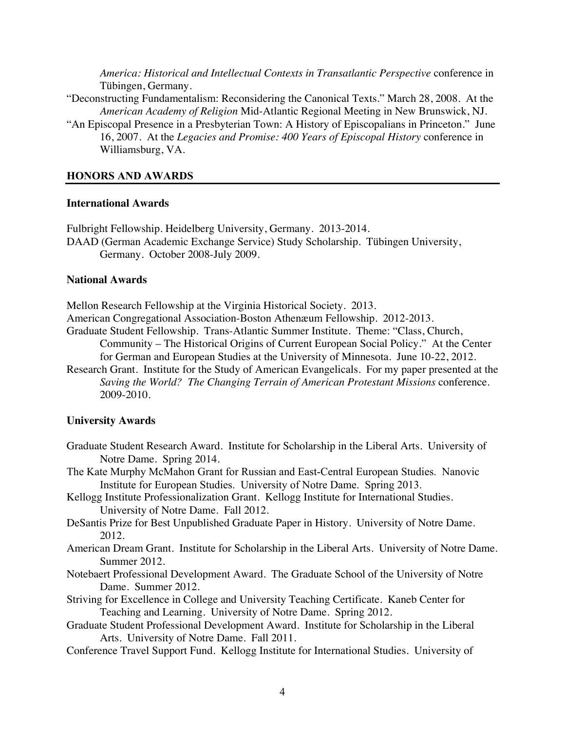*America: Historical and Intellectual Contexts in Transatlantic Perspective* conference in Tübingen, Germany.

"Deconstructing Fundamentalism: Reconsidering the Canonical Texts." March 28, 2008. At the *American Academy of Religion* Mid-Atlantic Regional Meeting in New Brunswick, NJ.

"An Episcopal Presence in a Presbyterian Town: A History of Episcopalians in Princeton." June 16, 2007. At the *Legacies and Promise: 400 Years of Episcopal History* conference in Williamsburg, VA.

## HONORS AND AWARDS

### International Awards

Fulbright Fellowship. Heidelberg University, Germany. 2013-2014.

DAAD (German Academic Exchange Service) Study Scholarship. Tübingen University, Germany. October 2008-July 2009.

### National Awards

Mellon Research Fellowship at the Virginia Historical Society. 2013.

American Congregational Association-Boston Athenæum Fellowship. 2012-2013.

Graduate Student Fellowship. Trans-Atlantic Summer Institute. Theme: "Class, Church, Community – The Historical Origins of Current European Social Policy." At the Center for German and European Studies at the University of Minnesota. June 10-22, 2012.

Research Grant. Institute for the Study of American Evangelicals. For my paper presented at the *Saving the World? The Changing Terrain of American Protestant Missions* conference. 2009-2010.

### University Awards

Graduate Student Research Award. Institute for Scholarship in the Liberal Arts. University of Notre Dame. Spring 2014.

The Kate Murphy McMahon Grant for Russian and East-Central European Studies. Nanovic Institute for European Studies. University of Notre Dame. Spring 2013.

Kellogg Institute Professionalization Grant. Kellogg Institute for International Studies. University of Notre Dame. Fall 2012.

DeSantis Prize for Best Unpublished Graduate Paper in History. University of Notre Dame. 2012.

American Dream Grant. Institute for Scholarship in the Liberal Arts. University of Notre Dame. Summer 2012.

Notebaert Professional Development Award. The Graduate School of the University of Notre Dame. Summer 2012.

Striving for Excellence in College and University Teaching Certificate. Kaneb Center for Teaching and Learning. University of Notre Dame. Spring 2012.

Graduate Student Professional Development Award. Institute for Scholarship in the Liberal Arts. University of Notre Dame. Fall 2011.

Conference Travel Support Fund. Kellogg Institute for International Studies. University of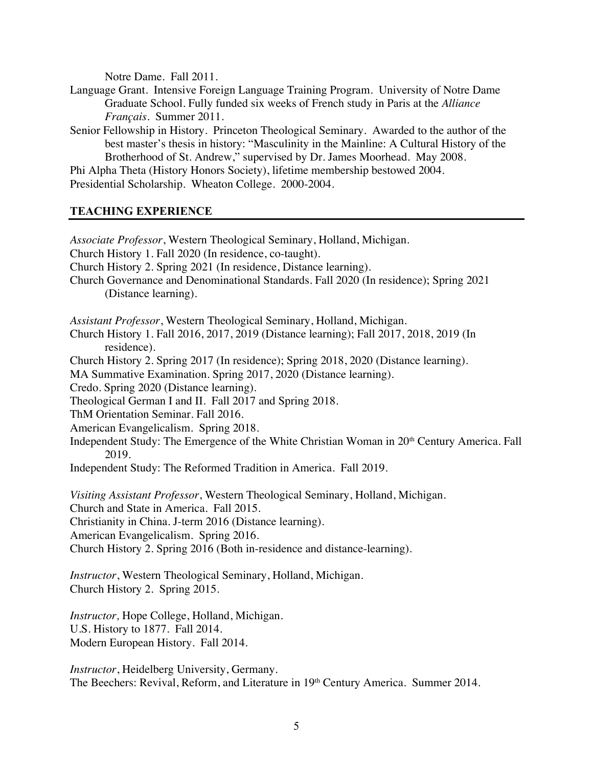Notre Dame. Fall 2011.

Language Grant. Intensive Foreign Language Training Program. University of Notre Dame Graduate School. Fully funded six weeks of French study in Paris at the *Alliance Français*. Summer 2011.

Senior Fellowship in History. Princeton Theological Seminary. Awarded to the author of the best master's thesis in history: "Masculinity in the Mainline: A Cultural History of the Brotherhood of St. Andrew," supervised by Dr. James Moorhead. May 2008.

Phi Alpha Theta (History Honors Society), lifetime membership bestowed 2004.

Presidential Scholarship. Wheaton College. 2000-2004.

## TEACHING EXPERIENCE

*Associate Professor*, Western Theological Seminary, Holland, Michigan.

Church History 1. Fall 2020 (In residence, co-taught).

Church History 2. Spring 2021 (In residence, Distance learning).

Church Governance and Denominational Standards. Fall 2020 (In residence); Spring 2021 (Distance learning).

*Assistant Professor*, Western Theological Seminary, Holland, Michigan.

Church History 1. Fall 2016, 2017, 2019 (Distance learning); Fall 2017, 2018, 2019 (In residence).

Church History 2. Spring 2017 (In residence); Spring 2018, 2020 (Distance learning).

MA Summative Examination. Spring 2017, 2020 (Distance learning).

Credo. Spring 2020 (Distance learning).

Theological German I and II. Fall 2017 and Spring 2018.

ThM Orientation Seminar. Fall 2016.

American Evangelicalism. Spring 2018.

Independent Study: The Emergence of the White Christian Woman in 20th Century America. Fall 2019.

Independent Study: The Reformed Tradition in America. Fall 2019.

*Visiting Assistant Professor*, Western Theological Seminary, Holland, Michigan.

Church and State in America. Fall 2015.

Christianity in China. J-term 2016 (Distance learning).

American Evangelicalism. Spring 2016.

Church History 2. Spring 2016 (Both in-residence and distance-learning).

*Instructor*, Western Theological Seminary, Holland, Michigan.

Church History 2. Spring 2015.

*Instructor,* Hope College, Holland, Michigan.

U.S. History to 1877. Fall 2014.

Modern European History. Fall 2014.

*Instructor*, Heidelberg University, Germany.

The Beechers: Revival, Reform, and Literature in 19th Century America. Summer 2014.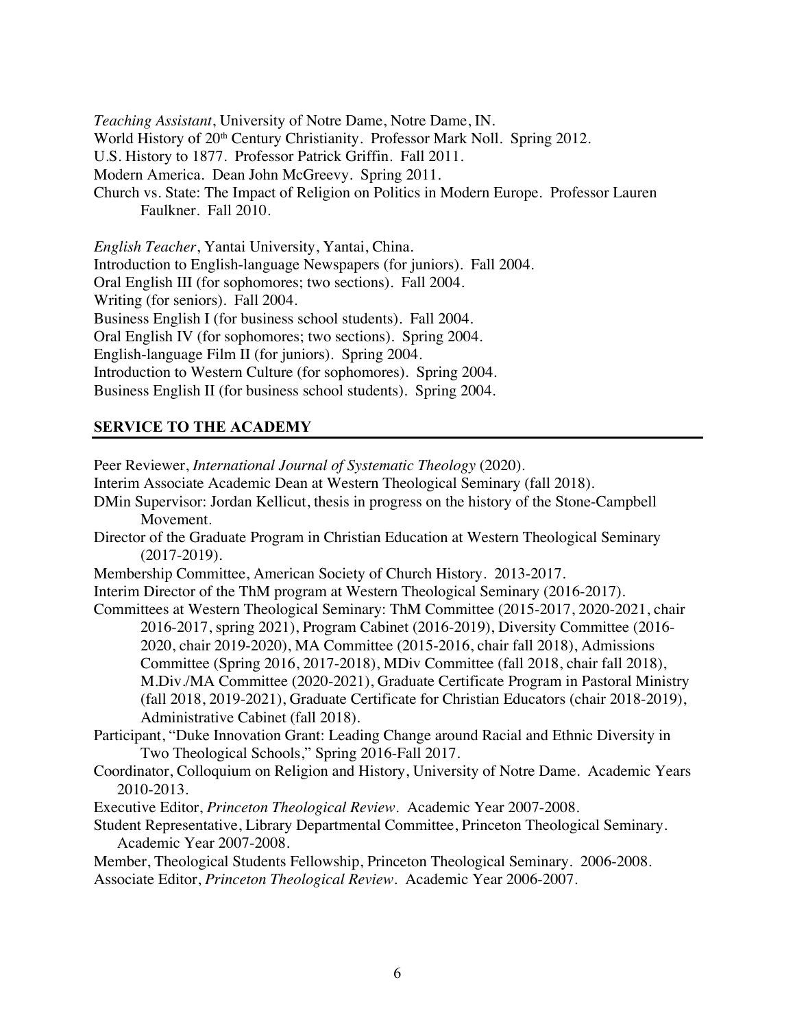*Teaching Assistant*, University of Notre Dame, Notre Dame, IN.
World History of 20th Century Christianity. Professor Mark Noll. Spring 2012.
U.S. History to 1877. Professor Patrick Griffin. Fall 2011.
Modern America. Dean John McGreevy. Spring 2011.
Church vs. State: The Impact of Religion on Politics in Modern Europe. Professor Lauren Faulkner. Fall 2010.

*English Teacher*, Yantai University, Yantai, China.
Introduction to English-language Newspapers (for juniors). Fall 2004.
Oral English III (for sophomores; two sections). Fall 2004.
Writing (for seniors). Fall 2004.
Business English I (for business school students). Fall 2004.
Oral English IV (for sophomores; two sections). Spring 2004.
English-language Film II (for juniors). Spring 2004.
Introduction to Western Culture (for sophomores). Spring 2004.
Business English II (for business school students). Spring 2004.

## SERVICE TO THE ACADEMY

Peer Reviewer, *International Journal of Systematic Theology* (2020).
Interim Associate Academic Dean at Western Theological Seminary (fall 2018).
DMin Supervisor: Jordan Kellicut, thesis in progress on the history of the Stone-Campbell Movement.
Director of the Graduate Program in Christian Education at Western Theological Seminary (2017-2019).
Membership Committee, American Society of Church History. 2013-2017.
Interim Director of the ThM program at Western Theological Seminary (2016-2017).
Committees at Western Theological Seminary: ThM Committee (2015-2017, 2020-2021, chair 2016-2017, spring 2021), Program Cabinet (2016-2019), Diversity Committee (2016-2020, chair 2019-2020), MA Committee (2015-2016, chair fall 2018), Admissions Committee (Spring 2016, 2017-2018), MDiv Committee (fall 2018, chair fall 2018), M.Div./MA Committee (2020-2021), Graduate Certificate Program in Pastoral Ministry (fall 2018, 2019-2021), Graduate Certificate for Christian Educators (chair 2018-2019), Administrative Cabinet (fall 2018).
Participant, "Duke Innovation Grant: Leading Change around Racial and Ethnic Diversity in Two Theological Schools," Spring 2016-Fall 2017.
Coordinator, Colloquium on Religion and History, University of Notre Dame. Academic Years 2010-2013.
Executive Editor, *Princeton Theological Review*. Academic Year 2007-2008.
Student Representative, Library Departmental Committee, Princeton Theological Seminary. Academic Year 2007-2008.
Member, Theological Students Fellowship, Princeton Theological Seminary. 2006-2008.
Associate Editor, *Princeton Theological Review*. Academic Year 2006-2007.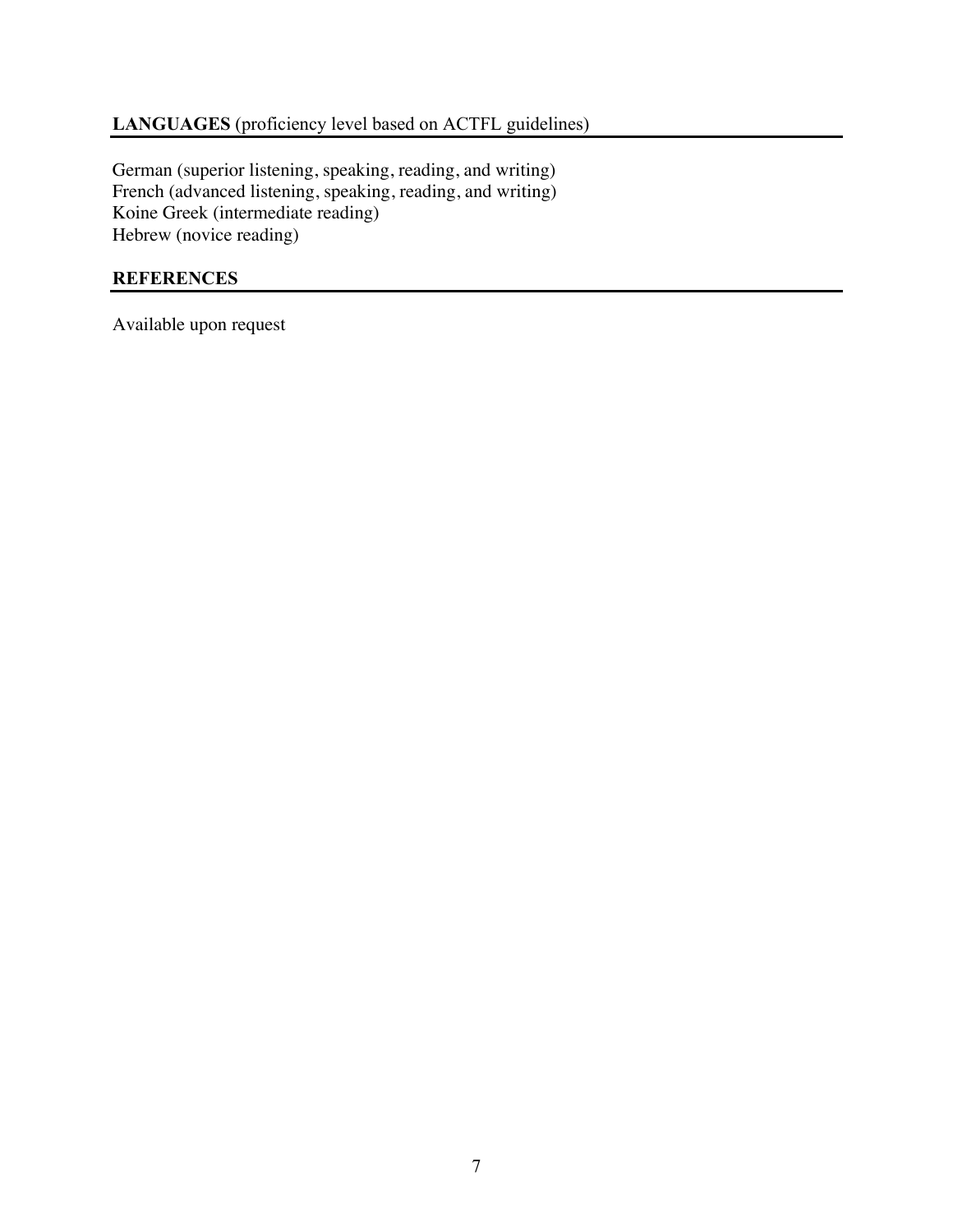## **LANGUAGES** (proficiency level based on ACTFL guidelines)

German (superior listening, speaking, reading, and writing)
French (advanced listening, speaking, reading, and writing)
Koine Greek (intermediate reading)
Hebrew (novice reading)

## **REFERENCES**

Available upon request